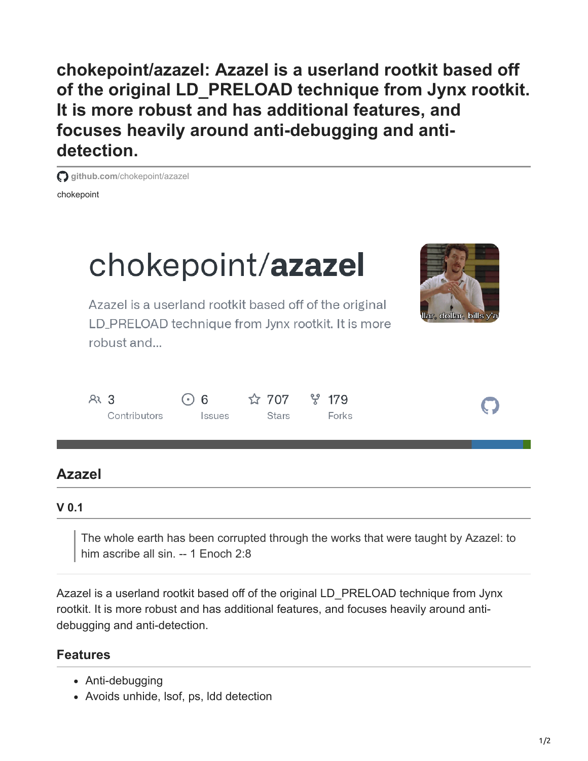# chokepoint/azazel: Azazel is a userland rootkit based off of the original LD_PRELOAD technique from Jynx rootkit. It is more robust and has additional features, and focuses heavily around anti-debugging and anti-detection.

github.com/chokepoint/azazel

chokepoint

chokepoint/**azazel**

Azazel is a userland rootkit based off of the original LD_PRELOAD technique from Jynx rootkit. It is more robust and...

3 Contributors | 6 Issues | 707 Stars | 179 Forks

## Azazel

### V 0.1

> The whole earth has been corrupted through the works that were taught by Azazel: to him ascribe all sin. -- 1 Enoch 2:8

Azazel is a userland rootkit based off of the original LD_PRELOAD technique from Jynx rootkit. It is more robust and has additional features, and focuses heavily around anti-debugging and anti-detection.

### Features

- Anti-debugging
- Avoids unhide, lsof, ps, ldd detection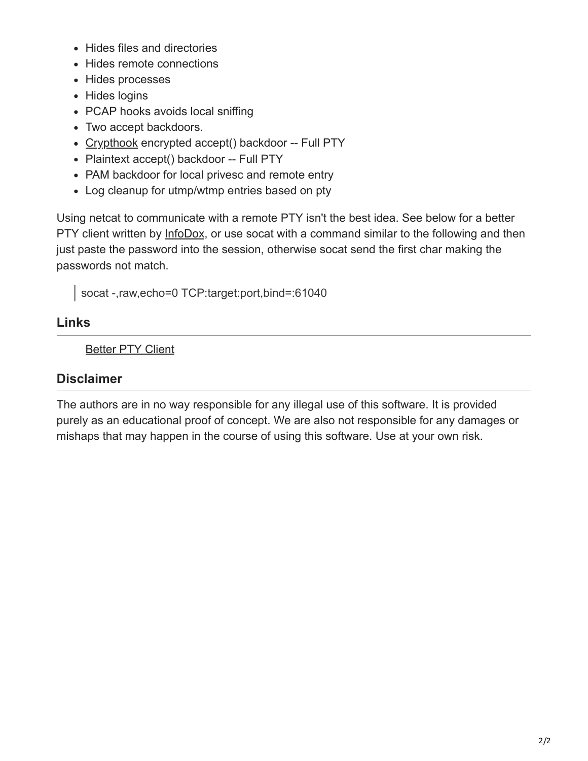- Hides files and directories
- Hides remote connections
- Hides processes
- Hides logins
- PCAP hooks avoids local sniffing
- Two accept backdoors.
- Crypthook encrypted accept() backdoor -- Full PTY
- Plaintext accept() backdoor -- Full PTY
- PAM backdoor for local privesc and remote entry
- Log cleanup for utmp/wtmp entries based on pty

Using netcat to communicate with a remote PTY isn't the best idea. See below for a better PTY client written by InfoDox, or use socat with a command similar to the following and then just paste the password into the session, otherwise socat send the first char making the passwords not match.

> socat -,raw,echo=0 TCP:target:port,bind=:61040

## Links

Better PTY Client

## Disclaimer

The authors are in no way responsible for any illegal use of this software. It is provided purely as an educational proof of concept. We are also not responsible for any damages or mishaps that may happen in the course of using this software. Use at your own risk.